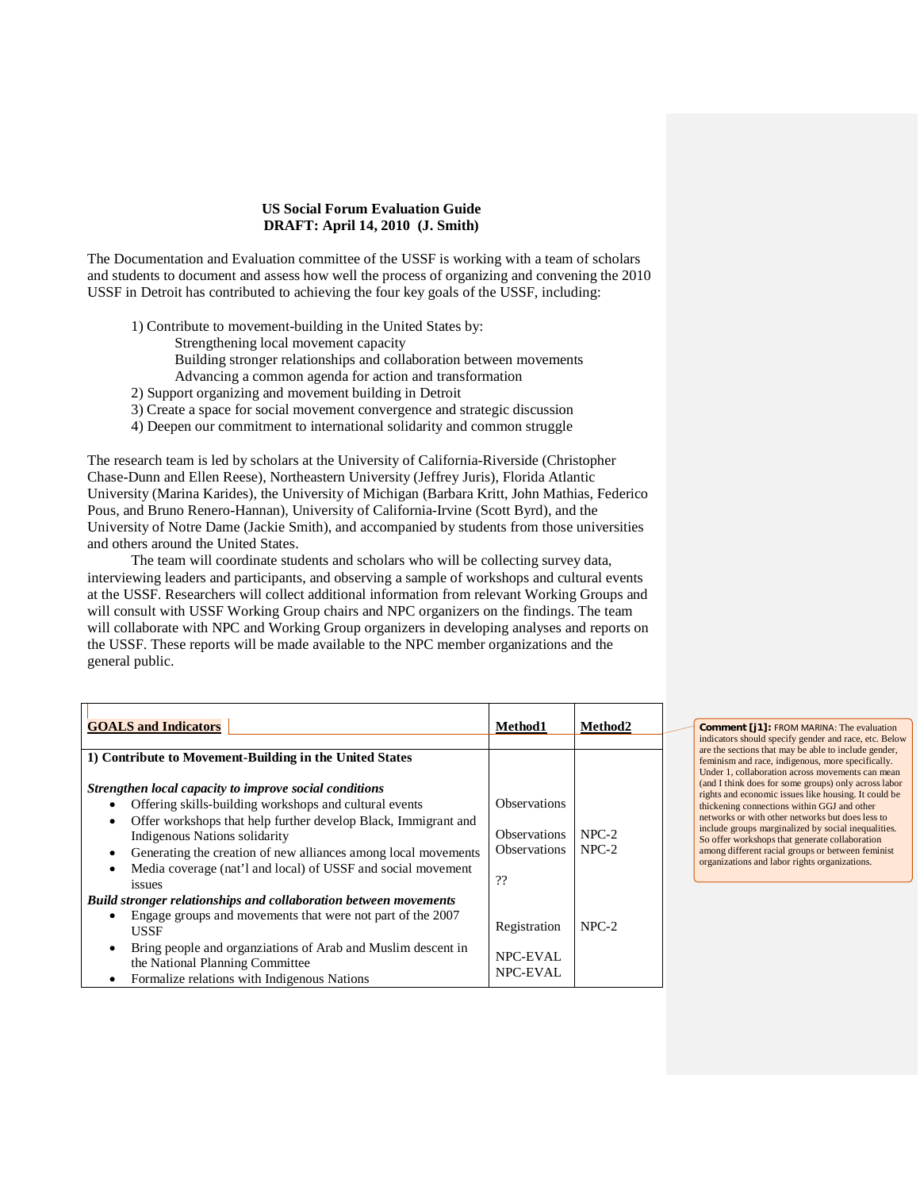**US Social Forum Evaluation Guide**
**DRAFT: April 14, 2010 (J. Smith)**

The Documentation and Evaluation committee of the USSF is working with a team of scholars and students to document and assess how well the process of organizing and convening the 2010 USSF in Detroit has contributed to achieving the four key goals of the USSF, including:

1) Contribute to movement-building in the United States by:
   - Strengthening local movement capacity
   - Building stronger relationships and collaboration between movements
   - Advancing a common agenda for action and transformation
2) Support organizing and movement building in Detroit
3) Create a space for social movement convergence and strategic discussion
4) Deepen our commitment to international solidarity and common struggle

The research team is led by scholars at the University of California-Riverside (Christopher Chase-Dunn and Ellen Reese), Northeastern University (Jeffrey Juris), Florida Atlantic University (Marina Karides), the University of Michigan (Barbara Kritt, John Mathias, Federico Pous, and Bruno Renero-Hannan), University of California-Irvine (Scott Byrd), and the University of Notre Dame (Jackie Smith), and accompanied by students from those universities and others around the United States.

The team will coordinate students and scholars who will be collecting survey data, interviewing leaders and participants, and observing a sample of workshops and cultural events at the USSF. Researchers will collect additional information from relevant Working Groups and will consult with USSF Working Group chairs and NPC organizers on the findings. The team will collaborate with NPC and Working Group organizers in developing analyses and reports on the USSF. These reports will be made available to the NPC member organizations and the general public.

| **GOALS and Indicators** | **Method1** | **Method2** |
|---|---|---|
| **1) Contribute to Movement-Building in the United States** | | |
| ***Strengthen local capacity to improve social conditions*** | | |
| • Offering skills-building workshops and cultural events | Observations | |
| • Offer workshops that help further develop Black, Immigrant and Indigenous Nations solidarity | Observations | NPC-2 |
| • Generating the creation of new alliances among local movements | Observations | NPC-2 |
| • Media coverage (nat'l and local) of USSF and social movement issues | ?? | |
| ***Build stronger relationships and collaboration between movements*** | | |
| • Engage groups and movements that were not part of the 2007 USSF | Registration | NPC-2 |
| • Bring people and organziations of Arab and Muslim descent in the National Planning Committee | NPC-EVAL | |
| • Formalize relations with Indigenous Nations | NPC-EVAL | |

**Comment [j1]:** FROM MARINA: The evaluation indicators should specify gender and race, etc. Below are the sections that may be able to include gender, feminism and race, indigenous, more specifically. Under 1, collaboration across movements can mean (and I think does for some groups) only across labor rights and economic issues like housing. It could be thickening connections within GGJ and other networks or with other networks but does less to include groups marginalized by social inequalities. So offer workshops that generate collaboration among different racial groups or between feminist organizations and labor rights organizations.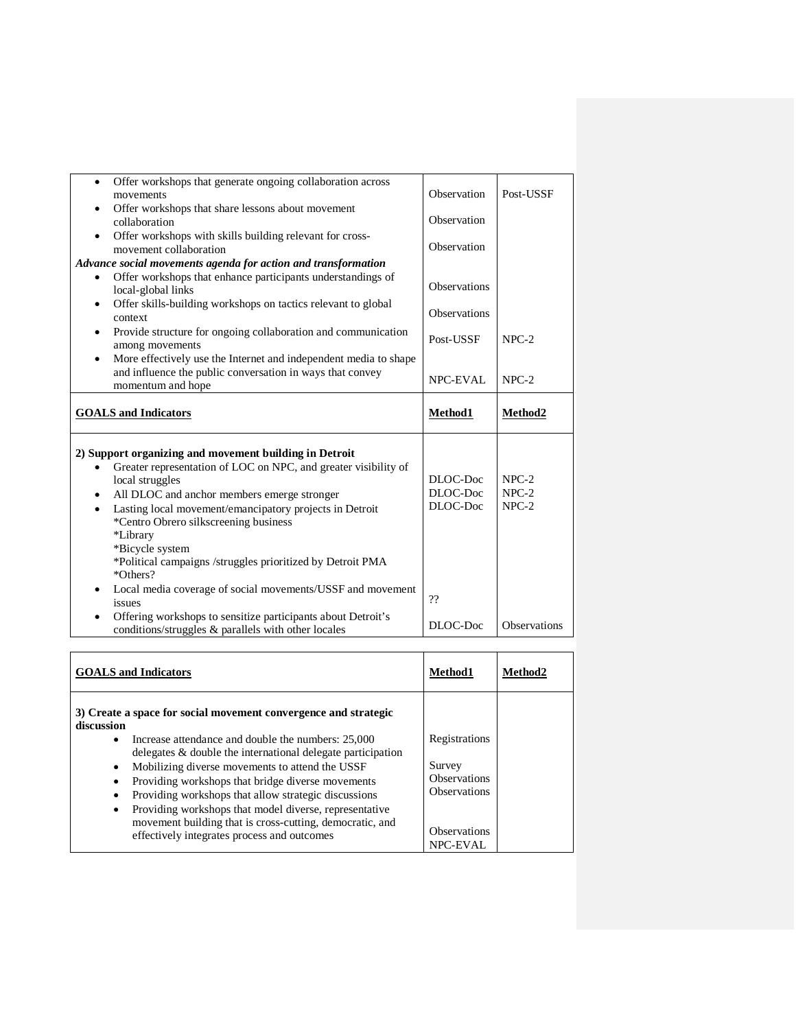| | | |
|---|---|---|
| • Offer workshops that generate ongoing collaboration across movements | Observation | Post-USSF |
| • Offer workshops that share lessons about movement collaboration | Observation | |
| • Offer workshops with skills building relevant for cross-movement collaboration | Observation | |
| ***Advance social movements agenda for action and transformation*** | | |
| • Offer workshops that enhance participants understandings of local-global links | Observations | |
| • Offer skills-building workshops on tactics relevant to global context | Observations | |
| • Provide structure for ongoing collaboration and communication among movements | Post-USSF | NPC-2 |
| • More effectively use the Internet and independent media to shape and influence the public conversation in ways that convey momentum and hope | NPC-EVAL | NPC-2 |

| **GOALS and Indicators** | **Method1** | **Method2** |
|---|---|---|
| **2) Support organizing and movement building in Detroit** | | |
| • Greater representation of LOC on NPC, and greater visibility of local struggles | DLOC-Doc | NPC-2 |
| • All DLOC and anchor members emerge stronger | DLOC-Doc | NPC-2 |
| • Lasting local movement/emancipatory projects in Detroit<br>*Centro Obrero silkscreening business<br>*Library<br>*Bicycle system<br>*Political campaigns /struggles prioritized by Detroit PMA<br>*Others? | DLOC-Doc | NPC-2 |
| • Local media coverage of social movements/USSF and movement issues | ?? | |
| • Offering workshops to sensitize participants about Detroit's conditions/struggles & parallels with other locales | DLOC-Doc | Observations |

| **GOALS and Indicators** | **Method1** | **Method2** |
|---|---|---|
| **3) Create a space for social movement convergence and strategic discussion** | | |
| • Increase attendance and double the numbers: 25,000 delegates & double the international delegate participation | Registrations | |
| • Mobilizing diverse movements to attend the USSF | Survey | |
| • Providing workshops that bridge diverse movements | Observations | |
| • Providing workshops that allow strategic discussions | Observations | |
| • Providing workshops that model diverse, representative movement building that is cross-cutting, democratic, and effectively integrates process and outcomes | Observations<br>NPC-EVAL | |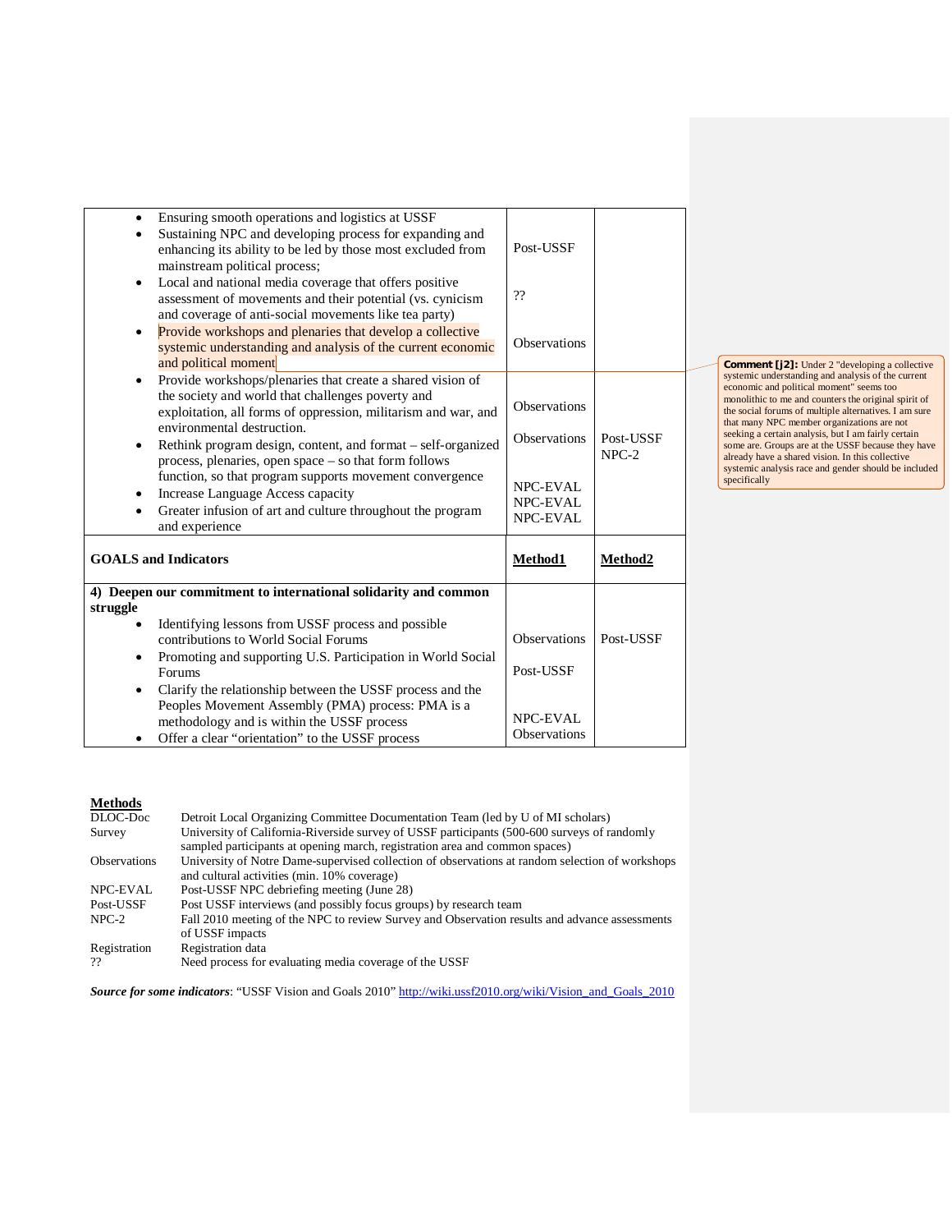| | Method1 | Method2 |
|---|---|---|
| • Ensuring smooth operations and logistics at USSF<br>• Sustaining NPC and developing process for expanding and enhancing its ability to be led by those most excluded from mainstream political process;<br>• Local and national media coverage that offers positive assessment of movements and their potential (vs. cynicism and coverage of anti-social movements like tea party)<br>• Provide workshops and plenaries that develop a collective systemic understanding and analysis of the current economic and political moment | Post-USSF<br><br>??<br><br>Observations | |
| • Provide workshops/plenaries that create a shared vision of the society and world that challenges poverty and exploitation, all forms of oppression, militarism and war, and environmental destruction.<br>• Rethink program design, content, and format – self-organized process, plenaries, open space – so that form follows function, so that program supports movement convergence<br>• Increase Language Access capacity<br>• Greater infusion of art and culture throughout the program and experience | Observations<br><br>Observations<br><br>NPC-EVAL<br>NPC-EVAL<br>NPC-EVAL | <br><br>Post-USSF<br>NPC-2 |
| **GOALS and Indicators** | **Method1** | **Method2** |
| **4) Deepen our commitment to international solidarity and common struggle**<br>• Identifying lessons from USSF process and possible contributions to World Social Forums<br>• Promoting and supporting U.S. Participation in World Social Forums<br>• Clarify the relationship between the USSF process and the Peoples Movement Assembly (PMA) process: PMA is a methodology and is within the USSF process<br>• Offer a clear "orientation" to the USSF process | <br><br>Observations<br><br>Post-USSF<br><br>NPC-EVAL<br>Observations | <br><br>Post-USSF |

**Comment [j2]:** Under 2 "developing a collective systemic understanding and analysis of the current economic and political moment" seems too monolithic to me and counters the original spirit of the social forums of multiple alternatives. I am sure that many NPC member organizations are not seeking a certain analysis, but I am fairly certain some are. Groups are at the USSF because they have already have a shared vision. In this collective systemic analysis race and gender should be included specifically

## Methods

| | |
|---|---|
| DLOC-Doc | Detroit Local Organizing Committee Documentation Team (led by U of MI scholars) |
| Survey | University of California-Riverside survey of USSF participants (500-600 surveys of randomly sampled participants at opening march, registration area and common spaces) |
| Observations | University of Notre Dame-supervised collection of observations at random selection of workshops and cultural activities (min. 10% coverage) |
| NPC-EVAL | Post-USSF NPC debriefing meeting (June 28) |
| Post-USSF | Post USSF interviews (and possibly focus groups) by research team |
| NPC-2 | Fall 2010 meeting of the NPC to review Survey and Observation results and advance assessments of USSF impacts |
| Registration | Registration data |
| ?? | Need process for evaluating media coverage of the USSF |

***Source for some indicators***: "USSF Vision and Goals 2010" http://wiki.ussf2010.org/wiki/Vision_and_Goals_2010